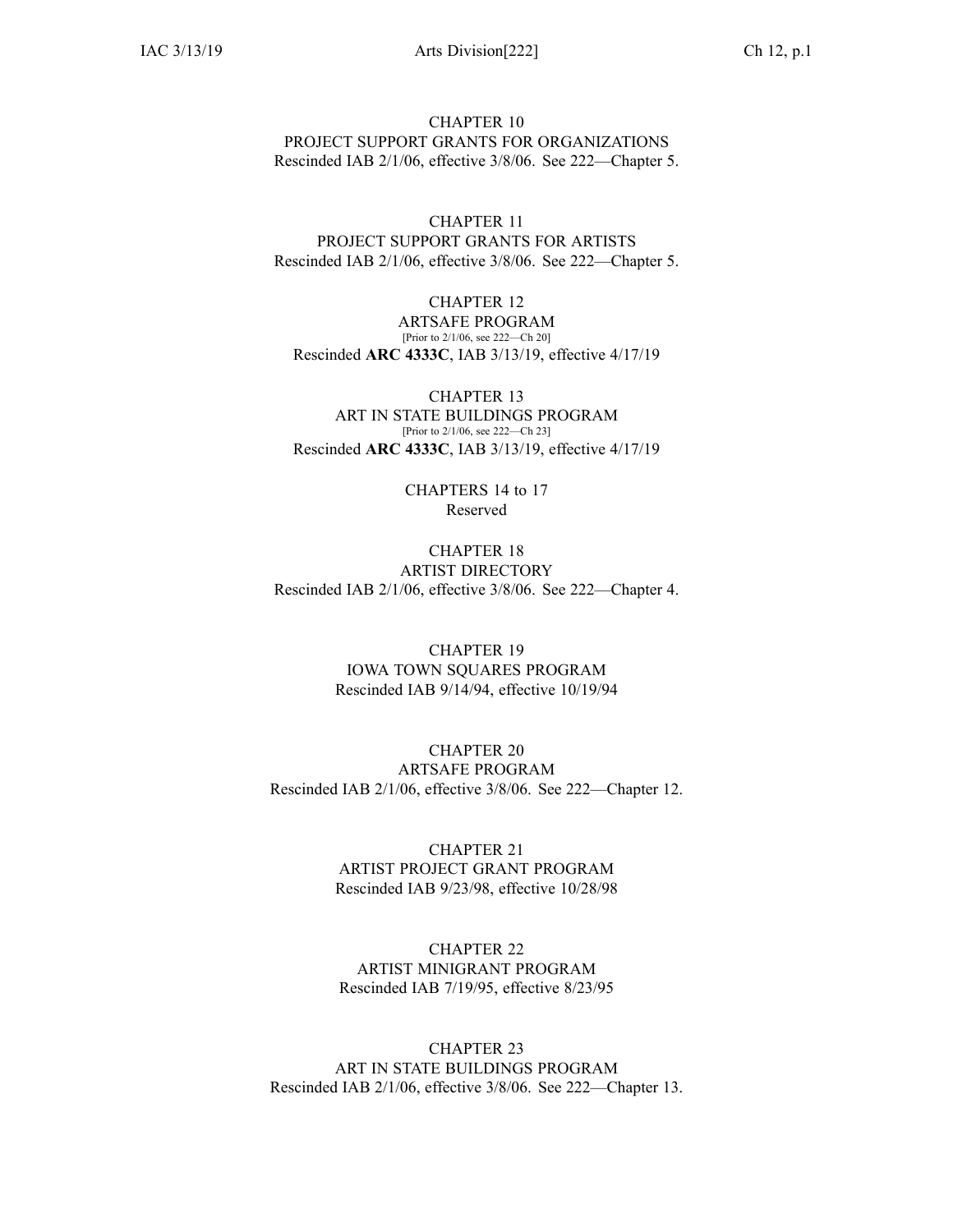# CHAPTER 10
## PROJECT SUPPORT GRANTS FOR ORGANIZATIONS

Rescinded IAB 2/1/06, effective 3/8/06. See 222—Chapter 5.

# CHAPTER 11
## PROJECT SUPPORT GRANTS FOR ARTISTS

Rescinded IAB 2/1/06, effective 3/8/06. See 222—Chapter 5.

# CHAPTER 12
## ARTSAFE PROGRAM

[Prior to 2/1/06, see 222—Ch 20]

Rescinded **ARC 4333C**, IAB 3/13/19, effective 4/17/19

# CHAPTER 13
## ART IN STATE BUILDINGS PROGRAM

[Prior to 2/1/06, see 222—Ch 23]

Rescinded **ARC 4333C**, IAB 3/13/19, effective 4/17/19

# CHAPTERS 14 to 17
## Reserved

# CHAPTER 18
## ARTIST DIRECTORY

Rescinded IAB 2/1/06, effective 3/8/06. See 222—Chapter 4.

# CHAPTER 19
## IOWA TOWN SQUARES PROGRAM

Rescinded IAB 9/14/94, effective 10/19/94

# CHAPTER 20
## ARTSAFE PROGRAM

Rescinded IAB 2/1/06, effective 3/8/06. See 222—Chapter 12.

# CHAPTER 21
## ARTIST PROJECT GRANT PROGRAM

Rescinded IAB 9/23/98, effective 10/28/98

# CHAPTER 22
## ARTIST MINIGRANT PROGRAM

Rescinded IAB 7/19/95, effective 8/23/95

# CHAPTER 23
## ART IN STATE BUILDINGS PROGRAM

Rescinded IAB 2/1/06, effective 3/8/06. See 222—Chapter 13.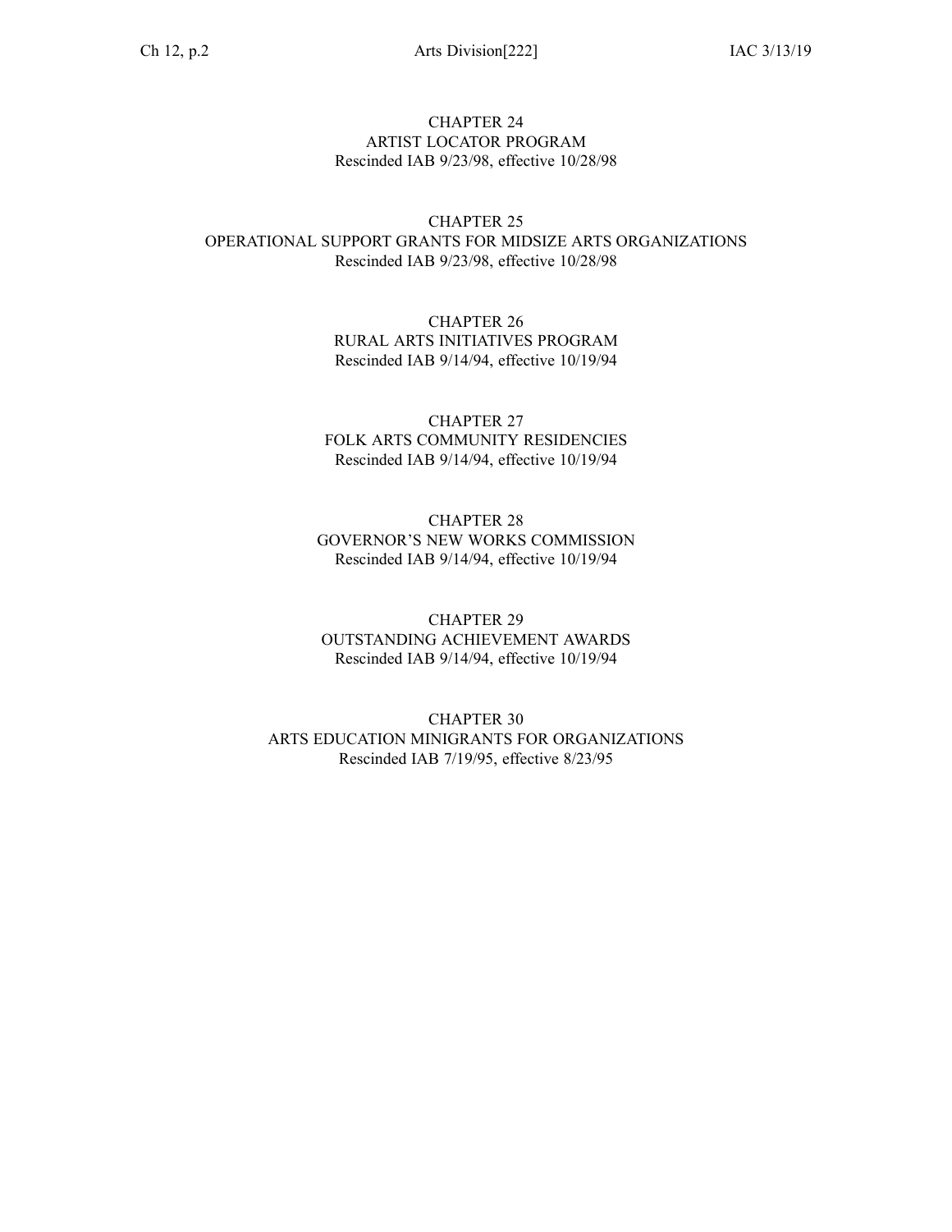CHAPTER 24
ARTIST LOCATOR PROGRAM
Rescinded IAB 9/23/98, effective 10/28/98

CHAPTER 25
OPERATIONAL SUPPORT GRANTS FOR MIDSIZE ARTS ORGANIZATIONS
Rescinded IAB 9/23/98, effective 10/28/98

CHAPTER 26
RURAL ARTS INITIATIVES PROGRAM
Rescinded IAB 9/14/94, effective 10/19/94

CHAPTER 27
FOLK ARTS COMMUNITY RESIDENCIES
Rescinded IAB 9/14/94, effective 10/19/94

CHAPTER 28
GOVERNOR'S NEW WORKS COMMISSION
Rescinded IAB 9/14/94, effective 10/19/94

CHAPTER 29
OUTSTANDING ACHIEVEMENT AWARDS
Rescinded IAB 9/14/94, effective 10/19/94

CHAPTER 30
ARTS EDUCATION MINIGRANTS FOR ORGANIZATIONS
Rescinded IAB 7/19/95, effective 8/23/95